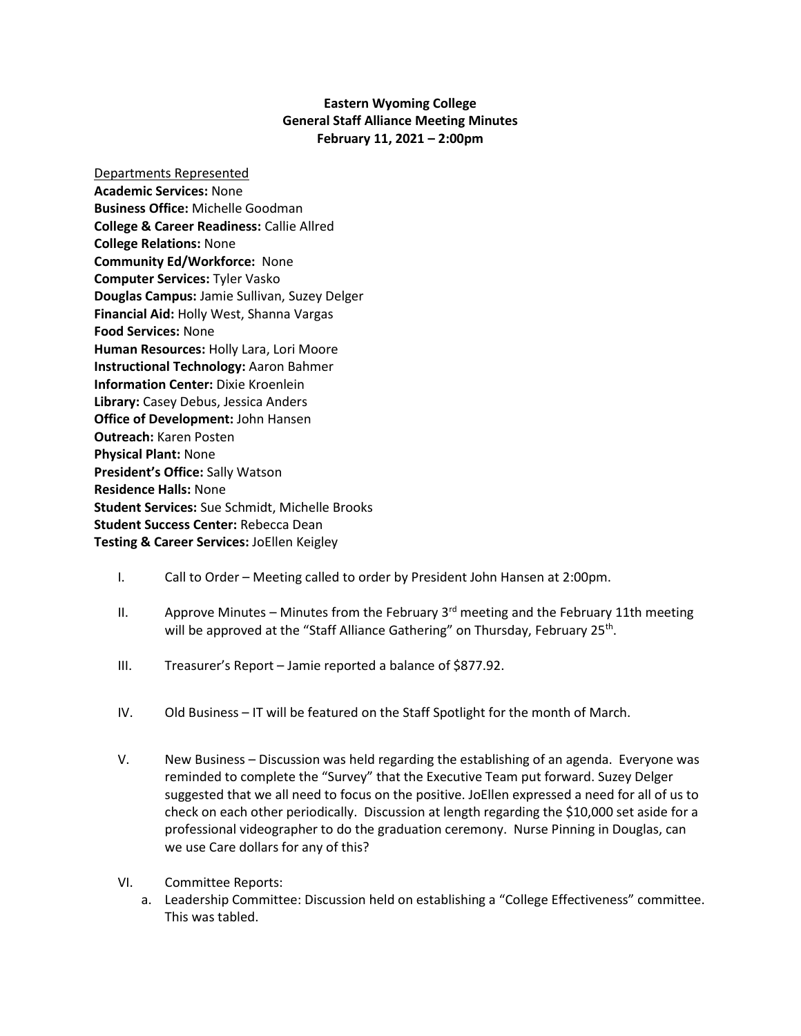**Eastern Wyoming College**
**General Staff Alliance Meeting Minutes**
**February 11, 2021 – 2:00pm**

Departments Represented

**Academic Services:** None
**Business Office:** Michelle Goodman
**College & Career Readiness:** Callie Allred
**College Relations:** None
**Community Ed/Workforce:** None
**Computer Services:** Tyler Vasko
**Douglas Campus:** Jamie Sullivan, Suzey Delger
**Financial Aid:** Holly West, Shanna Vargas
**Food Services:** None
**Human Resources:** Holly Lara, Lori Moore
**Instructional Technology:** Aaron Bahmer
**Information Center:** Dixie Kroenlein
**Library:** Casey Debus, Jessica Anders
**Office of Development:** John Hansen
**Outreach:** Karen Posten
**Physical Plant:** None
**President's Office:** Sally Watson
**Residence Halls:** None
**Student Services:** Sue Schmidt, Michelle Brooks
**Student Success Center:** Rebecca Dean
**Testing & Career Services:** JoEllen Keigley

I. Call to Order – Meeting called to order by President John Hansen at 2:00pm.

II. Approve Minutes – Minutes from the February 3rd meeting and the February 11th meeting will be approved at the "Staff Alliance Gathering" on Thursday, February 25th.

III. Treasurer's Report – Jamie reported a balance of $877.92.

IV. Old Business – IT will be featured on the Staff Spotlight for the month of March.

V. New Business – Discussion was held regarding the establishing of an agenda. Everyone was reminded to complete the "Survey" that the Executive Team put forward. Suzey Delger suggested that we all need to focus on the positive. JoEllen expressed a need for all of us to check on each other periodically. Discussion at length regarding the $10,000 set aside for a professional videographer to do the graduation ceremony. Nurse Pinning in Douglas, can we use Care dollars for any of this?

VI. Committee Reports:
   a. Leadership Committee: Discussion held on establishing a "College Effectiveness" committee. This was tabled.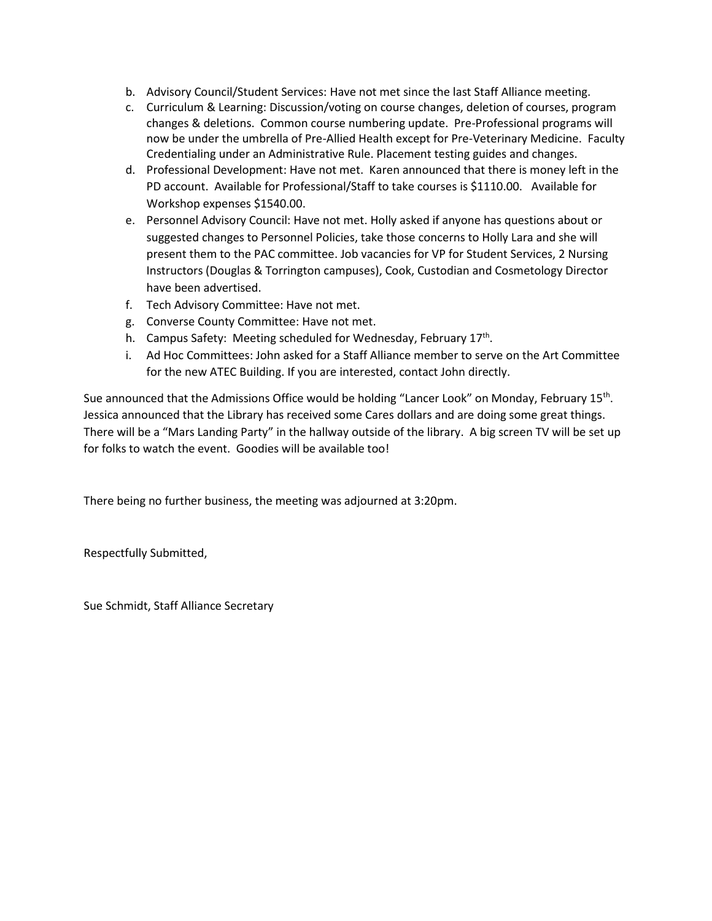b. Advisory Council/Student Services: Have not met since the last Staff Alliance meeting.
c. Curriculum & Learning: Discussion/voting on course changes, deletion of courses, program changes & deletions. Common course numbering update. Pre-Professional programs will now be under the umbrella of Pre-Allied Health except for Pre-Veterinary Medicine. Faculty Credentialing under an Administrative Rule. Placement testing guides and changes.
d. Professional Development: Have not met. Karen announced that there is money left in the PD account. Available for Professional/Staff to take courses is $1110.00. Available for Workshop expenses $1540.00.
e. Personnel Advisory Council: Have not met. Holly asked if anyone has questions about or suggested changes to Personnel Policies, take those concerns to Holly Lara and she will present them to the PAC committee. Job vacancies for VP for Student Services, 2 Nursing Instructors (Douglas & Torrington campuses), Cook, Custodian and Cosmetology Director have been advertised.
f. Tech Advisory Committee: Have not met.
g. Converse County Committee: Have not met.
h. Campus Safety: Meeting scheduled for Wednesday, February 17th.
i. Ad Hoc Committees: John asked for a Staff Alliance member to serve on the Art Committee for the new ATEC Building. If you are interested, contact John directly.

Sue announced that the Admissions Office would be holding "Lancer Look" on Monday, February 15th. Jessica announced that the Library has received some Cares dollars and are doing some great things. There will be a "Mars Landing Party" in the hallway outside of the library. A big screen TV will be set up for folks to watch the event. Goodies will be available too!

There being no further business, the meeting was adjourned at 3:20pm.

Respectfully Submitted,

Sue Schmidt, Staff Alliance Secretary